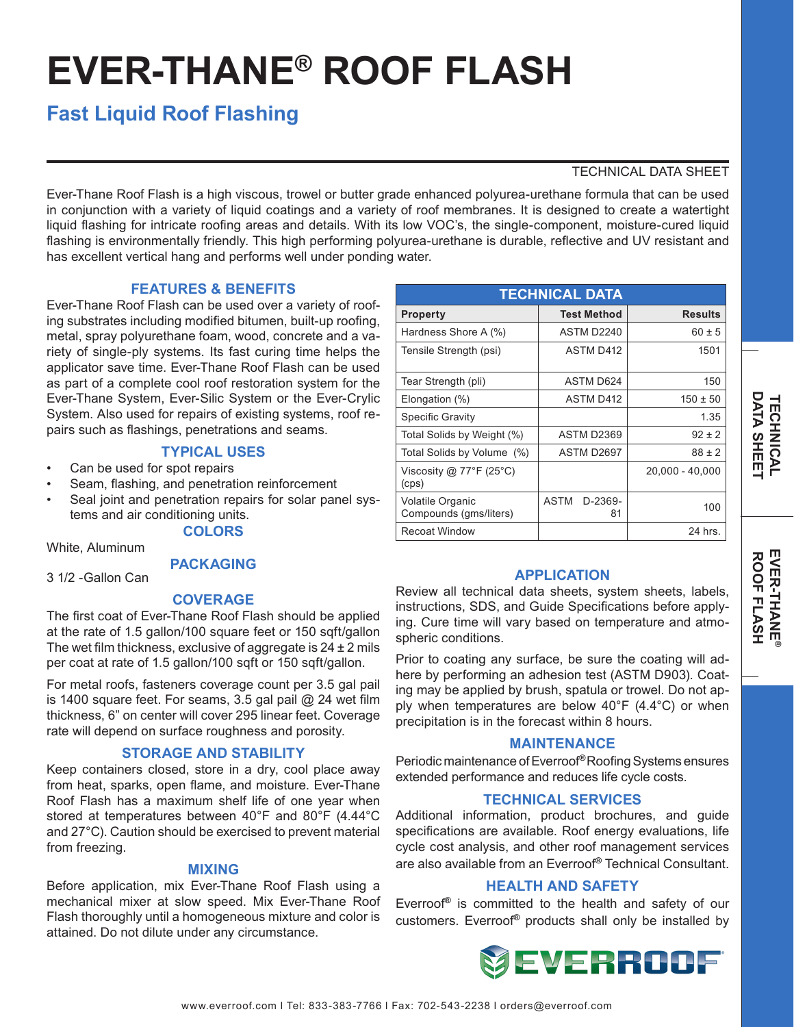# EVER-THANE® ROOF FLASH

## Fast Liquid Roof Flashing

TECHNICAL DATA SHEET

Ever-Thane Roof Flash is a high viscous, trowel or butter grade enhanced polyurea-urethane formula that can be used in conjunction with a variety of liquid coatings and a variety of roof membranes. It is designed to create a watertight liquid flashing for intricate roofing areas and details. With its low VOC's, the single-component, moisture-cured liquid flashing is environmentally friendly. This high performing polyurea-urethane is durable, reflective and UV resistant and has excellent vertical hang and performs well under ponding water.

### FEATURES & BENEFITS

Ever-Thane Roof Flash can be used over a variety of roofing substrates including modified bitumen, built-up roofing, metal, spray polyurethane foam, wood, concrete and a variety of single-ply systems. Its fast curing time helps the applicator save time. Ever-Thane Roof Flash can be used as part of a complete cool roof restoration system for the Ever-Thane System, Ever-Silic System or the Ever-Crylic System. Also used for repairs of existing systems, roof repairs such as flashings, penetrations and seams.

### TYPICAL USES

- Can be used for spot repairs
- Seam, flashing, and penetration reinforcement
- Seal joint and penetration repairs for solar panel systems and air conditioning units.

### COLORS

White, Aluminum

### PACKAGING

3 1/2 -Gallon Can

### COVERAGE

The first coat of Ever-Thane Roof Flash should be applied at the rate of 1.5 gallon/100 square feet or 150 sqft/gallon The wet film thickness, exclusive of aggregate is 24 ± 2 mils per coat at rate of 1.5 gallon/100 sqft or 150 sqft/gallon.

For metal roofs, fasteners coverage count per 3.5 gal pail is 1400 square feet. For seams, 3.5 gal pail @ 24 wet film thickness, 6" on center will cover 295 linear feet. Coverage rate will depend on surface roughness and porosity.

### STORAGE AND STABILITY

Keep containers closed, store in a dry, cool place away from heat, sparks, open flame, and moisture. Ever-Thane Roof Flash has a maximum shelf life of one year when stored at temperatures between 40°F and 80°F (4.44°C and 27°C). Caution should be exercised to prevent material from freezing.

### MIXING

Before application, mix Ever-Thane Roof Flash using a mechanical mixer at slow speed. Mix Ever-Thane Roof Flash thoroughly until a homogeneous mixture and color is attained. Do not dilute under any circumstance.

### TECHNICAL DATA

| Property | Test Method | Results |
|---|---|---|
| Hardness Shore A (%) | ASTM D2240 | 60 ± 5 |
| Tensile Strength (psi) | ASTM D412 | 1501 |
| Tear Strength (pli) | ASTM D624 | 150 |
| Elongation (%) | ASTM D412 | 150 ± 50 |
| Specific Gravity | | 1.35 |
| Total Solids by Weight (%) | ASTM D2369 | 92 ± 2 |
| Total Solids by Volume (%) | ASTM D2697 | 88 ± 2 |
| Viscosity @ 77°F (25°C) (cps) | | 20,000 - 40,000 |
| Volatile Organic Compounds (gms/liters) | ASTM D-2369-81 | 100 |
| Recoat Window | | 24 hrs. |

### APPLICATION

Review all technical data sheets, system sheets, labels, instructions, SDS, and Guide Specifications before applying. Cure time will vary based on temperature and atmospheric conditions.

Prior to coating any surface, be sure the coating will adhere by performing an adhesion test (ASTM D903). Coating may be applied by brush, spatula or trowel. Do not apply when temperatures are below 40°F (4.4°C) or when precipitation is in the forecast within 8 hours.

### MAINTENANCE

Periodic maintenance of Everroof® Roofing Systems ensures extended performance and reduces life cycle costs.

### TECHNICAL SERVICES

Additional information, product brochures, and guide specifications are available. Roof energy evaluations, life cycle cost analysis, and other roof management services are also available from an Everroof® Technical Consultant.

### HEALTH AND SAFETY

Everroof® is committed to the health and safety of our customers. Everroof® products shall only be installed by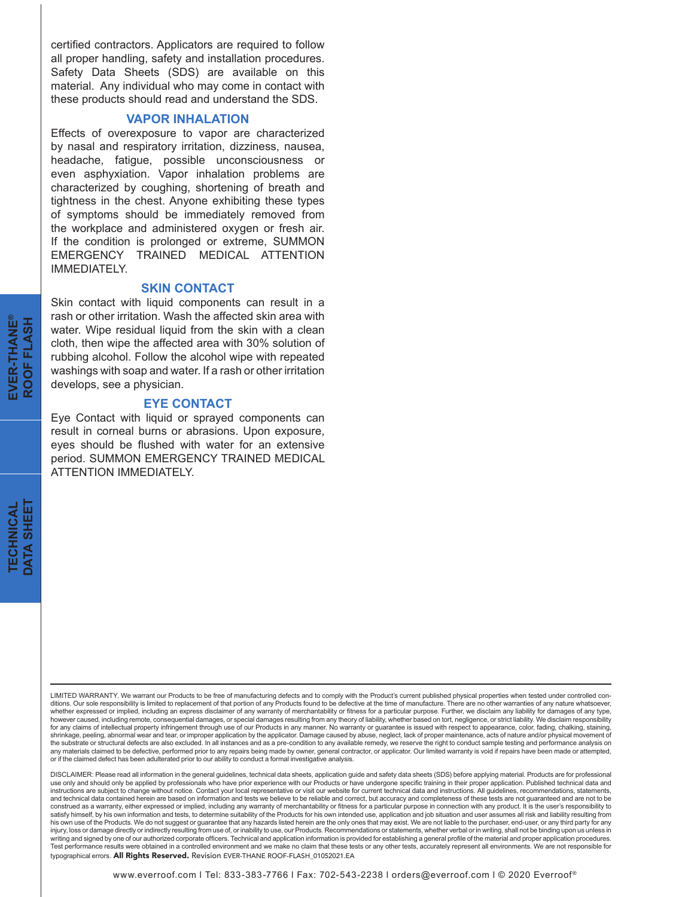certified contractors. Applicators are required to follow all proper handling, safety and installation procedures. Safety Data Sheets (SDS) are available on this material. Any individual who may come in contact with these products should read and understand the SDS.

## VAPOR INHALATION

Effects of overexposure to vapor are characterized by nasal and respiratory irritation, dizziness, nausea, headache, fatigue, possible unconsciousness or even asphyxiation. Vapor inhalation problems are characterized by coughing, shortening of breath and tightness in the chest. Anyone exhibiting these types of symptoms should be immediately removed from the workplace and administered oxygen or fresh air. If the condition is prolonged or extreme, SUMMON EMERGENCY TRAINED MEDICAL ATTENTION IMMEDIATELY.

## SKIN CONTACT

Skin contact with liquid components can result in a rash or other irritation. Wash the affected skin area with water. Wipe residual liquid from the skin with a clean cloth, then wipe the affected area with 30% solution of rubbing alcohol. Follow the alcohol wipe with repeated washings with soap and water. If a rash or other irritation develops, see a physician.

## EYE CONTACT

Eye Contact with liquid or sprayed components can result in corneal burns or abrasions. Upon exposure, eyes should be flushed with water for an extensive period. SUMMON EMERGENCY TRAINED MEDICAL ATTENTION IMMEDIATELY.

LIMITED WARRANTY. We warrant our Products to be free of manufacturing defects and to comply with the Product's current published physical properties when tested under controlled conditions. Our sole responsibility is limited to replacement of that portion of any Products found to be defective at the time of manufacture. There are no other warranties of any nature whatsoever, whether expressed or implied, including an express disclaimer of any warranty of merchantability or fitness for a particular purpose. Further, we disclaim any liability for damages of any type, however caused, including remote, consequential damages, or special damages resulting from any theory of liability, whether based on tort, negligence, or strict liability. We disclaim responsibility for any claims of intellectual property infringement through use of our Products in any manner. No warranty or guarantee is issued with respect to appearance, color, fading, chalking, staining, shrinkage, peeling, abnormal wear and tear, or improper application by the applicator. Damage caused by abuse, neglect, lack of proper maintenance, acts of nature and/or physical movement of the substrate or structural defects are also excluded. In all instances and as a pre-condition to any available remedy, we reserve the right to conduct sample testing and performance analysis on any materials claimed to be defective, performed prior to any repairs being made by owner, general contractor, or applicator. Our limited warranty is void if repairs have been made or attempted, or if the claimed defect has been adulterated prior to our ability to conduct a formal investigative analysis.

DISCLAIMER: Please read all information in the general guidelines, technical data sheets, application guide and safety data sheets (SDS) before applying material. Products are for professional use only and should only be applied by professionals who have prior experience with our Products or have undergone specific training in their proper application. Published technical data and instructions are subject to change without notice. Contact your local representative or visit our website for current technical data and instructions. All guidelines, recommendations, statements, and technical data contained herein are based on information and tests we believe to be reliable and correct, but accuracy and completeness of these tests are not guaranteed and are not to be construed as a warranty, either expressed or implied, including any warranty of merchantability or fitness for a particular purpose in connection with any product. It is the user's responsibility to satisfy himself, by his own information and tests, to determine suitability of the Products for his own intended use, application and job situation and user assumes all risk and liability resulting from his own use of the Products. We do not suggest or guarantee that any hazards listed herein are the only ones that may exist. We are not liable to the purchaser, end-user, or any third party for any injury, loss or damage directly or indirectly resulting from use of, or inability to use, our Products. Recommendations or statements, whether verbal or in writing, shall not be binding upon us unless in writing and signed by one of our authorized corporate officers. Technical and application information is provided for establishing a general profile of the material and proper application procedures. Test performance results were obtained in a controlled environment and we make no claim that these tests or any other tests, accurately represent all environments. We are not responsible for typographical errors. **All Rights Reserved.** Revision EVER-THANE ROOF-FLASH_01052021.EA

www.everroof.com | Tel: 833-383-7766 | Fax: 702-543-2238 | orders@everroof.com | © 2020 Everroof®